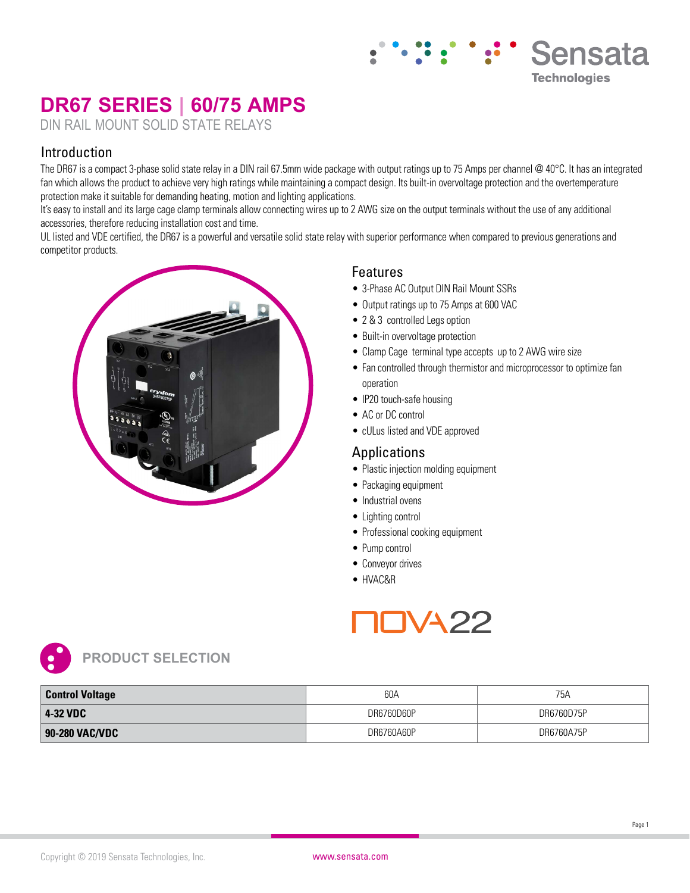# DR67 SERIES | 60/75 AMPS

DIN RAIL MOUNT SOLID STATE RELAYS

## Introduction

The DR67 is a compact 3-phase solid state relay in a DIN rail 67.5mm wide package with output ratings up to 75 Amps per channel @ 40°C. It has an integrated fan which allows the product to achieve very high ratings while maintaining a compact design. Its built-in overvoltage protection and the overtemperature protection make it suitable for demanding heating, motion and lighting applications.

It's easy to install and its large cage clamp terminals allow connecting wires up to 2 AWG size on the output terminals without the use of any additional accessories, therefore reducing installation cost and time.

UL listed and VDE certified, the DR67 is a powerful and versatile solid state relay with superior performance when compared to previous generations and competitor products.

## Features

- 3-Phase AC Output DIN Rail Mount SSRs
- Output ratings up to 75 Amps at 600 VAC
- 2 & 3 controlled Legs option
- Built-in overvoltage protection
- Clamp Cage terminal type accepts up to 2 AWG wire size
- Fan controlled through thermistor and microprocessor to optimize fan operation
- IP20 touch-safe housing
- AC or DC control
- cULus listed and VDE approved

## Applications

- Plastic injection molding equipment
- Packaging equipment
- Industrial ovens
- Lighting control
- Professional cooking equipment
- Pump control
- Conveyor drives
- HVAC&R

NOVA22

## PRODUCT SELECTION

| Control Voltage | 60A | 75A |
|---|---|---|
| 4-32 VDC | DR6760D60P | DR6760D75P |
| 90-280 VAC/VDC | DR6760A60P | DR6760A75P |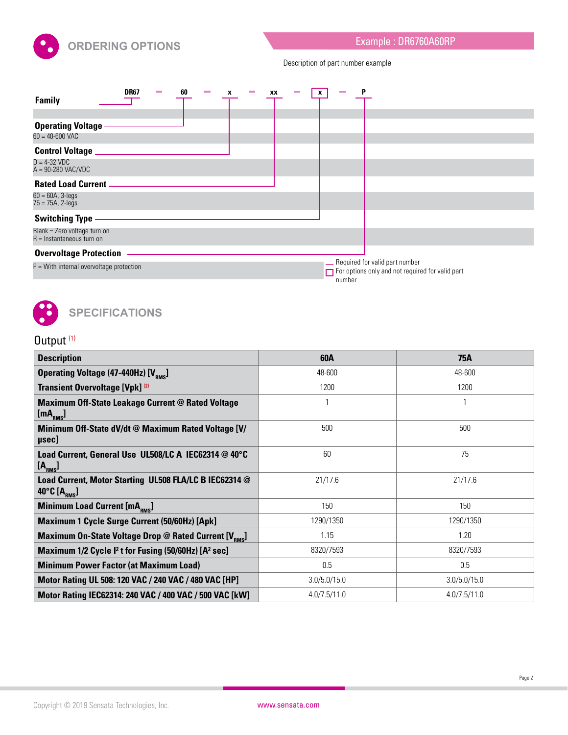## ORDERING OPTIONS

Example : DR6760A60RP

Description of part number example

DR67 – 60 – x – xx – x – P

**Family**

**Operating Voltage**
60 = 48-600 VAC

**Control Voltage**
D = 4-32 VDC
A = 90-280 VAC/VDC

**Rated Load Current**
60 = 60A, 3-legs
75 = 75A, 2-legs

**Switching Type**
Blank = Zero voltage turn on
R = Instantaneous turn on

**Overvoltage Protection**
P = With internal overvoltage protection

— Required for valid part number
☐ For options only and not required for valid part number

## SPECIFICATIONS

### Output [1]

| Description | 60A | 75A |
|---|---|---|
| **Operating Voltage (47-440Hz) [$V_{RMS}$]** | 48-600 | 48-600 |
| **Transient Overvoltage [Vpk]** [2] | 1200 | 1200 |
| **Maximum Off-State Leakage Current @ Rated Voltage [$mA_{RMS}$]** | 1 | 1 |
| **Minimum Off-State dV/dt @ Maximum Rated Voltage [V/μsec]** | 500 | 500 |
| **Load Current, General Use UL508/LC A IEC62314 @ 40°C [$A_{RMS}$]** | 60 | 75 |
| **Load Current, Motor Starting UL508 FLA/LC B IEC62314 @ 40°C [$A_{RMS}$]** | 21/17.6 | 21/17.6 |
| **Minimum Load Current [$mA_{RMS}$]** | 150 | 150 |
| **Maximum 1 Cycle Surge Current (50/60Hz) [Apk]** | 1290/1350 | 1290/1350 |
| **Maximum On-State Voltage Drop @ Rated Current [$V_{RMS}$]** | 1.15 | 1.20 |
| **Maximum 1/2 Cycle $I^2$ t for Fusing (50/60Hz) [$A^2$ sec]** | 8320/7593 | 8320/7593 |
| **Minimum Power Factor (at Maximum Load)** | 0.5 | 0.5 |
| **Motor Rating UL 508: 120 VAC / 240 VAC / 480 VAC [HP]** | 3.0/5.0/15.0 | 3.0/5.0/15.0 |
| **Motor Rating IEC62314: 240 VAC / 400 VAC / 500 VAC [kW]** | 4.0/7.5/11.0 | 4.0/7.5/11.0 |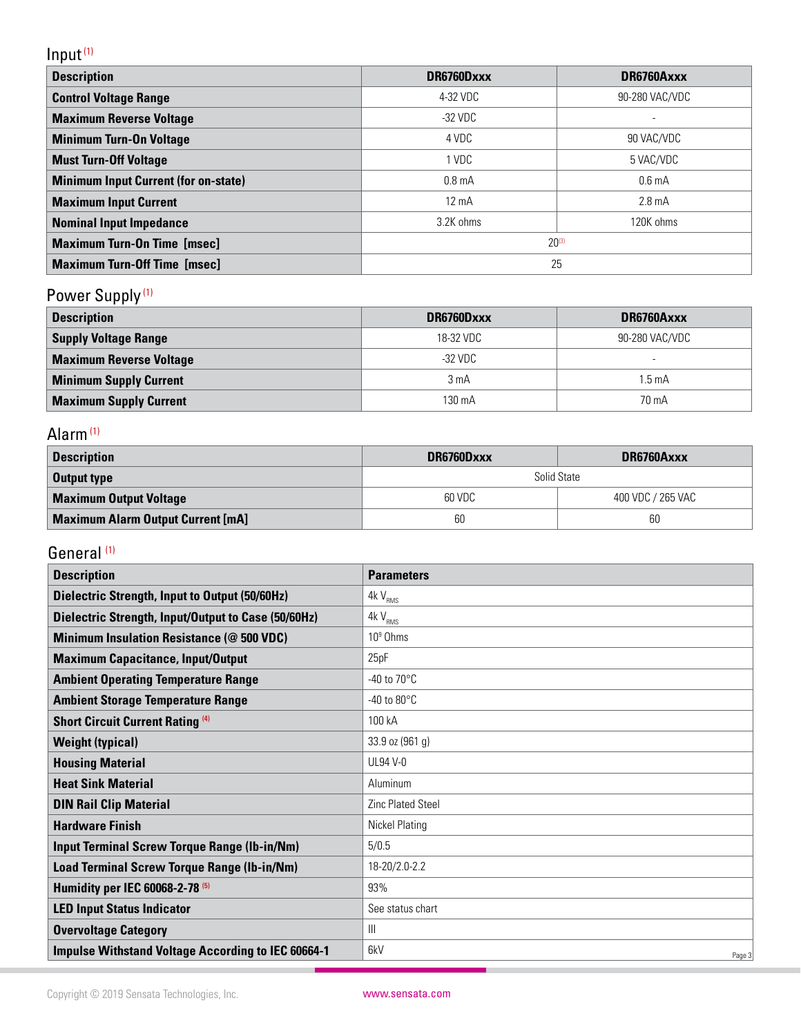## Input [1]

| Description | DR6760Dxxx | DR6760Axxx |
|---|---|---|
| **Control Voltage Range** | 4-32 VDC | 90-280 VAC/VDC |
| **Maximum Reverse Voltage** | -32 VDC | - |
| **Minimum Turn-On Voltage** | 4 VDC | 90 VAC/VDC |
| **Must Turn-Off Voltage** | 1 VDC | 5 VAC/VDC |
| **Minimum Input Current (for on-state)** | 0.8 mA | 0.6 mA |
| **Maximum Input Current** | 12 mA | 2.8 mA |
| **Nominal Input Impedance** | 3.2K ohms | 120K ohms |
| **Maximum Turn-On Time [msec]** | 20[3] | |
| **Maximum Turn-Off Time [msec]** | 25 | |

## Power Supply [1]

| Description | DR6760Dxxx | DR6760Axxx |
|---|---|---|
| **Supply Voltage Range** | 18-32 VDC | 90-280 VAC/VDC |
| **Maximum Reverse Voltage** | -32 VDC | - |
| **Minimum Supply Current** | 3 mA | 1.5 mA |
| **Maximum Supply Current** | 130 mA | 70 mA |

## Alarm [1]

| Description | DR6760Dxxx | DR6760Axxx |
|---|---|---|
| **Output type** | Solid State | |
| **Maximum Output Voltage** | 60 VDC | 400 VDC / 265 VAC |
| **Maximum Alarm Output Current [mA]** | 60 | 60 |

## General [1]

| Description | Parameters |
|---|---|
| **Dielectric Strength, Input to Output (50/60Hz)** | 4k $V_{RMS}$ |
| **Dielectric Strength, Input/Output to Case (50/60Hz)** | 4k $V_{RMS}$ |
| **Minimum Insulation Resistance (@ 500 VDC)** | $10^9$ Ohms |
| **Maximum Capacitance, Input/Output** | 25pF |
| **Ambient Operating Temperature Range** | -40 to 70°C |
| **Ambient Storage Temperature Range** | -40 to 80°C |
| **Short Circuit Current Rating [4]** | 100 kA |
| **Weight (typical)** | 33.9 oz (961 g) |
| **Housing Material** | UL94 V-0 |
| **Heat Sink Material** | Aluminum |
| **DIN Rail Clip Material** | Zinc Plated Steel |
| **Hardware Finish** | Nickel Plating |
| **Input Terminal Screw Torque Range (lb-in/Nm)** | 5/0.5 |
| **Load Terminal Screw Torque Range (lb-in/Nm)** | 18-20/2.0-2.2 |
| **Humidity per IEC 60068-2-78 [5]** | 93% |
| **LED Input Status Indicator** | See status chart |
| **Overvoltage Category** | III |
| **Impulse Withstand Voltage According to IEC 60664-1** | 6kV |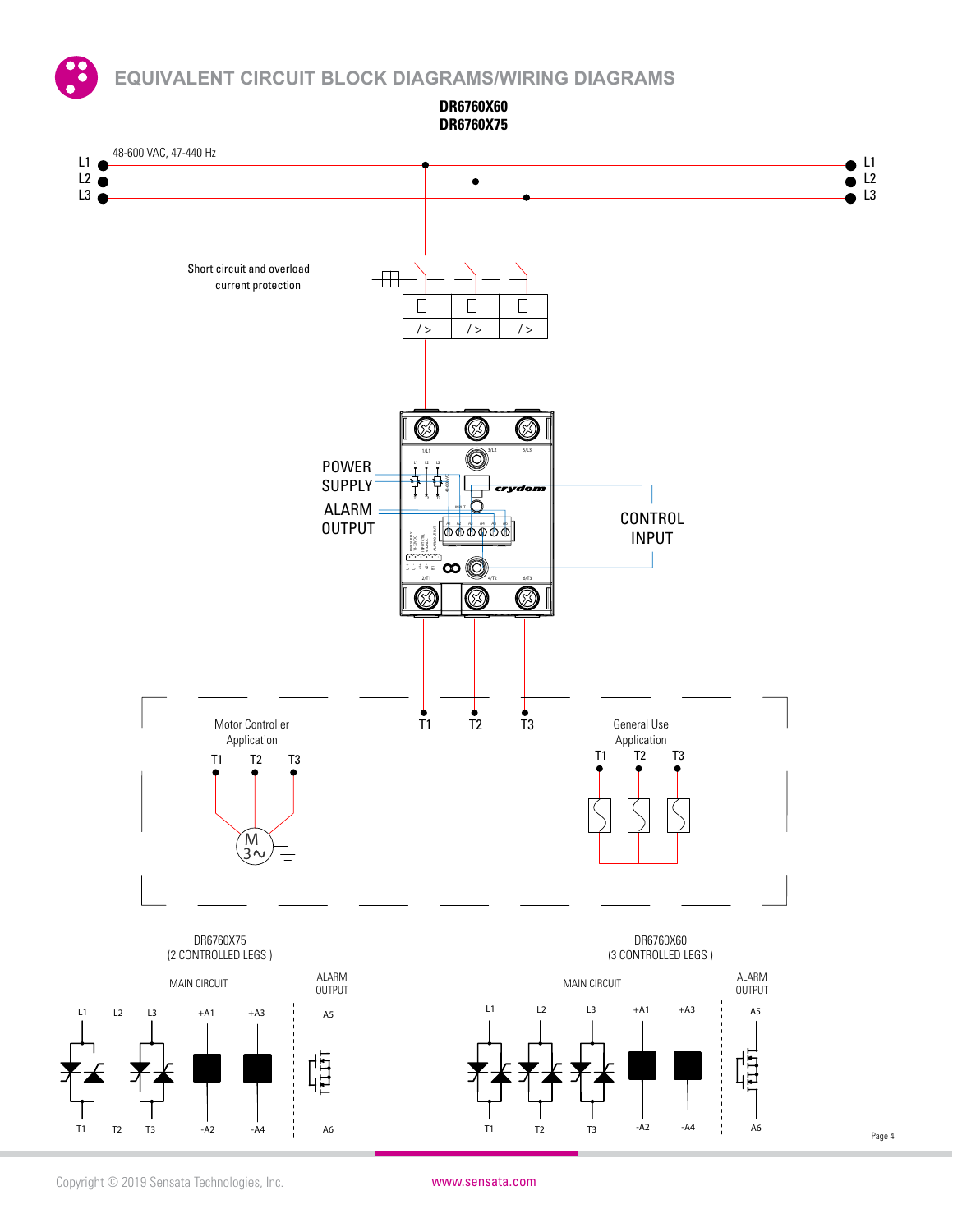# EQUIVALENT CIRCUIT BLOCK DIAGRAMS/WIRING DIAGRAMS

**DR6760X60**
**DR6760X75**

L1
L2
L3

48-600 VAC, 47-440 Hz

Short circuit and overload current protection

POWER SUPPLY

ALARM OUTPUT

CONTROL INPUT

T1 T2 T3

Motor Controller Application

T1 T2 T3

General Use Application

T1 T2 T3

DR6760X75
(2 CONTROLLED LEGS )

MAIN CIRCUIT

ALARM OUTPUT

L1 L2 L3 +A1 +A3 A5

T1 T2 T3 -A2 -A4 A6

DR6760X60
(3 CONTROLLED LEGS )

MAIN CIRCUIT

ALARM OUTPUT

L1 L2 L3 +A1 +A3 A5

T1 T2 T3 -A2 -A4 A6

Copyright © 2019 Sensata Technologies, Inc.

www.sensata.com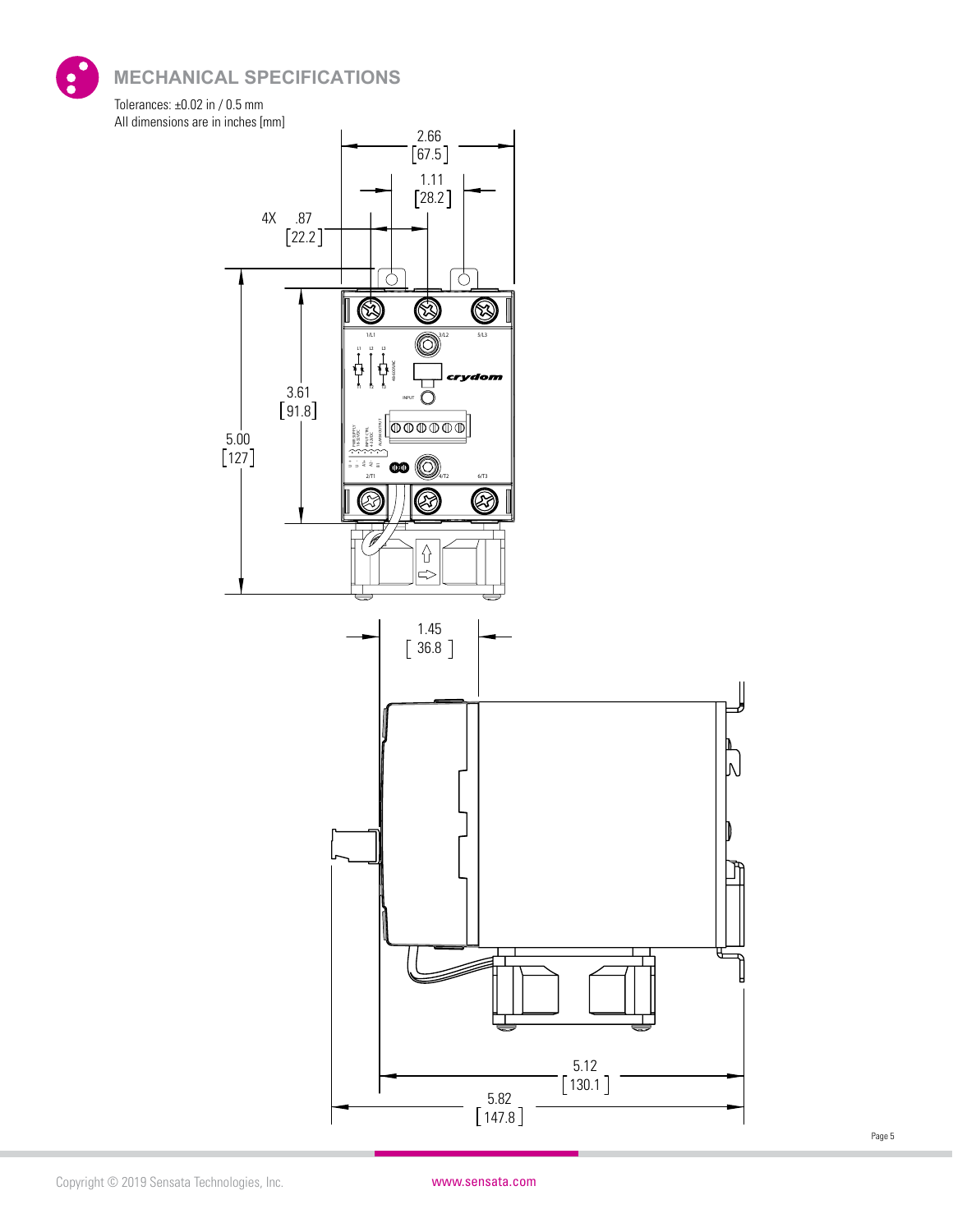## MECHANICAL SPECIFICATIONS

Tolerances: ±0.02 in / 0.5 mm
All dimensions are in inches [mm]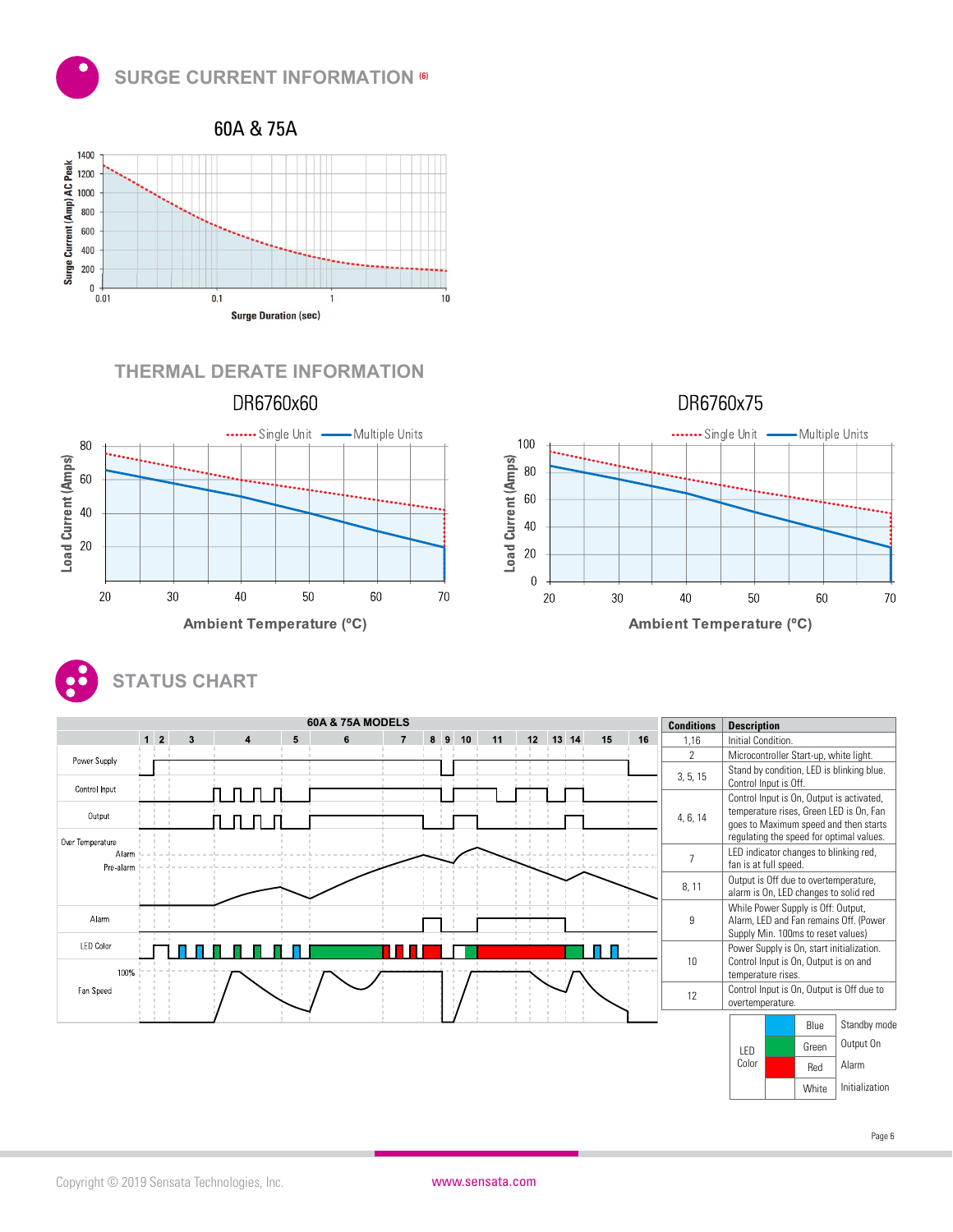## SURGE CURRENT INFORMATION (6)

60A & 75A

Surge Current (Amp) AC Peak

Surge Duration (sec)

## THERMAL DERATE INFORMATION

DR6760x60

DR6760x75

Single Unit — Multiple Units

Load Current (Amps)

Ambient Temperature (ºC)

## STATUS CHART

60A & 75A MODELS

| Conditions | Description |
|---|---|
| 1,16 | Initial Condition. |
| 2 | Microcontroller Start-up, white light. |
| 3, 5, 15 | Stand by condition, LED is blinking blue. Control Input is Off. |
| 4, 6, 14 | Control Input is On, Output is activated, temperature rises, Green LED is On, Fan goes to Maximum speed and then starts regulating the speed for optimal values. |
| 7 | LED indicator changes to blinking red, fan is at full speed. |
| 8, 11 | Output is Off due to overtemperature, alarm is On, LED changes to solid red |
| 9 | While Power Supply is Off: Output, Alarm, LED and Fan remains Off. (Power Supply Min. 100ms to reset values) |
| 10 | Power Supply is On, start initialization. Control Input is On, Output is on and temperature rises. |
| 12 | Control Input is On, Output is Off due to overtemperature. |

| LED Color | | |
|---|---|---|
| | Blue | Standby mode |
| | Green | Output On |
| | Red | Alarm |
| | White | Initialization |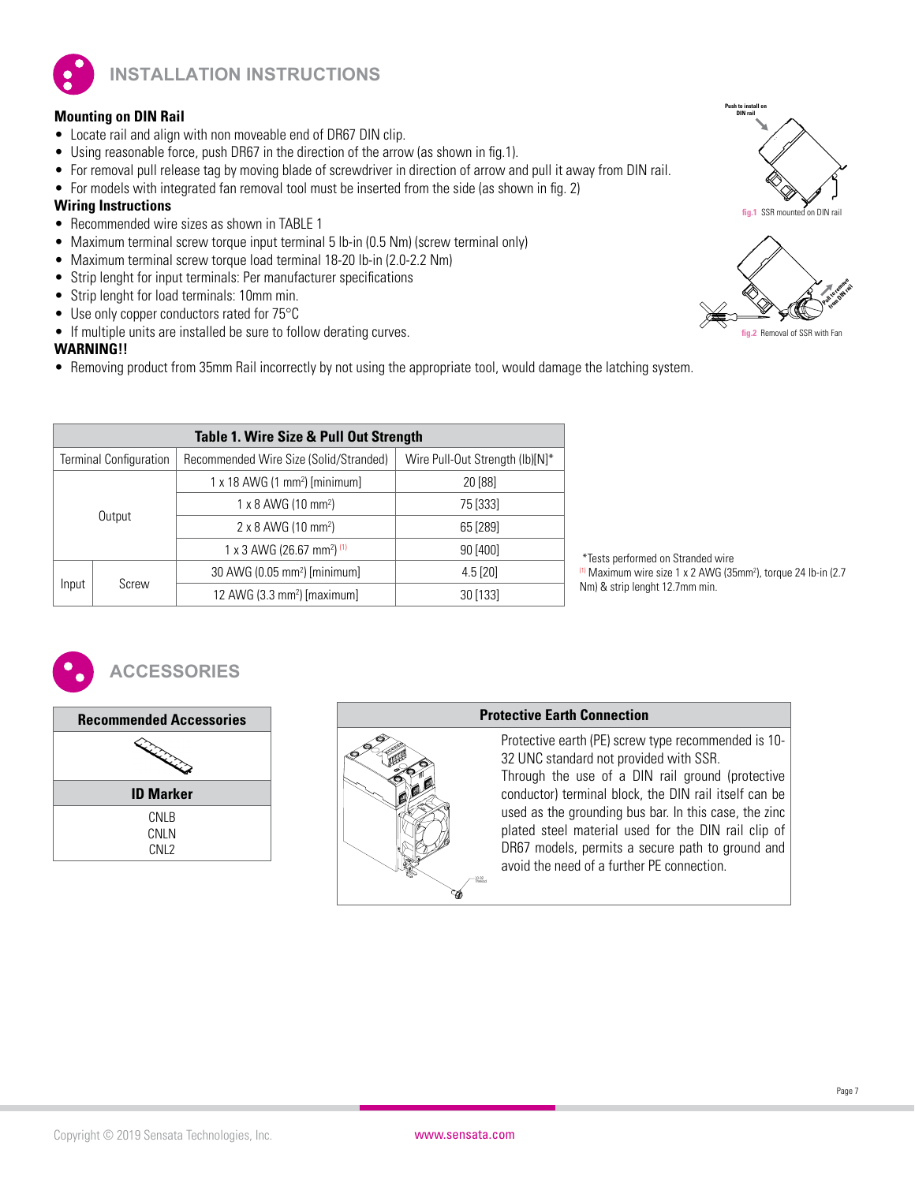# INSTALLATION INSTRUCTIONS

**Mounting on DIN Rail**

- Locate rail and align with non moveable end of DR67 DIN clip.
- Using reasonable force, push DR67 in the direction of the arrow (as shown in fig.1).
- For removal pull release tag by moving blade of screwdriver in direction of arrow and pull it away from DIN rail.
- For models with integrated fan removal tool must be inserted from the side (as shown in fig. 2)

**Wiring Instructions**

- Recommended wire sizes as shown in TABLE 1
- Maximum terminal screw torque input terminal 5 lb-in (0.5 Nm) (screw terminal only)
- Maximum terminal screw torque load terminal 18-20 lb-in (2.0-2.2 Nm)
- Strip lenght for input terminals: Per manufacturer specifications
- Strip lenght for load terminals: 10mm min.
- Use only copper conductors rated for 75°C
- If multiple units are installed be sure to follow derating curves.

**WARNING!!**

- Removing product from 35mm Rail incorrectly by not using the appropriate tool, would damage the latching system.

Push to install on DIN rail

**fig.1** SSR mounted on DIN rail

Pull to remove from DIN rail

**fig.2** Removal of SSR with Fan

**Table 1. Wire Size & Pull Out Strength**

| Terminal Configuration | | Recommended Wire Size (Solid/Stranded) | Wire Pull-Out Strength (lb)[N]* |
|---|---|---|---|
| Output | | 1 x 18 AWG (1 mm²) [minimum] | 20 [88] |
| | | 1 x 8 AWG (10 mm²) | 75 [333] |
| | | 2 x 8 AWG (10 mm²) | 65 [289] |
| | | 1 x 3 AWG (26.67 mm²) [1] | 90 [400] |
| Input | Screw | 30 AWG (0.05 mm²) [minimum] | 4.5 [20] |
| | | 12 AWG (3.3 mm²) [maximum] | 30 [133] |

*Tests performed on Stranded wire

[1] Maximum wire size 1 x 2 AWG (35mm²), torque 24 lb-in (2.7 Nm) & strip lenght 12.7mm min.

# ACCESSORIES

| Recommended Accessories |
|---|
| **ID Marker** |
| CNLB<br>CNLN<br>CNL2 |

**Protective Earth Connection**

Protective earth (PE) screw type recommended is 10-32 UNC standard not provided with SSR.

Through the use of a DIN rail ground (protective conductor) terminal block, the DIN rail itself can be used as the grounding bus bar. In this case, the zinc plated steel material used for the DIN rail clip of DR67 models, permits a secure path to ground and avoid the need of a further PE connection.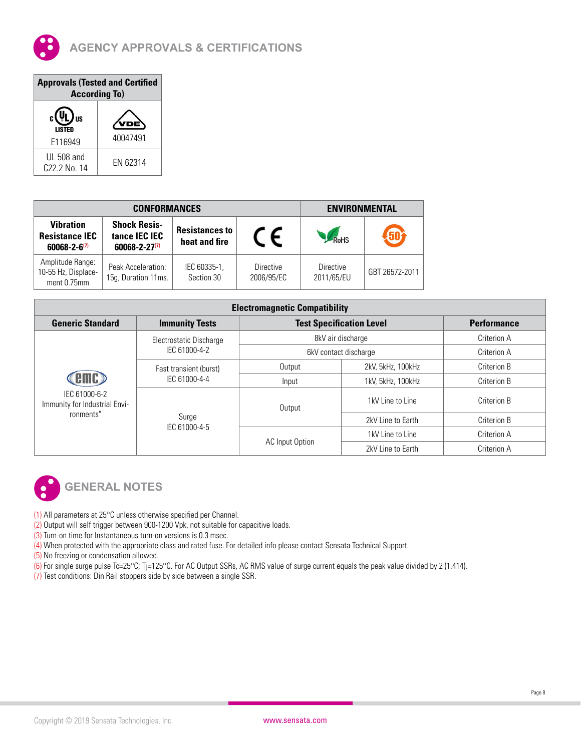## AGENCY APPROVALS & CERTIFICATIONS

| Approvals (Tested and Certified According To) | |
|---|---|
| c UL us LISTED E116949 | VDE 40047491 |
| UL 508 and C22.2 No. 14 | EN 62314 |

| CONFORMANCES | | | | ENVIRONMENTAL | |
|---|---|---|---|---|---|
| Vibration Resistance IEC 60068-2-6[7] | Shock Resistance IEC IEC 60068-2-27[7] | Resistances to heat and fire | CE | RoHS | 50 |
| Amplitude Range: 10-55 Hz, Displacement 0.75mm | Peak Acceleration: 15g, Duration 11ms. | IEC 60335-1, Section 30 | Directive 2006/95/EC | Directive 2011/65/EU | GBT 26572-2011 |

| Electromagnetic Compatibility | | | | |
|---|---|---|---|---|
| **Generic Standard** | **Immunity Tests** | **Test Specification Level** | | **Performance** |
| emc IEC 61000-6-2 Immunity for Industrial Environments" | Electrostatic Discharge IEC 61000-4-2 | 8kV air discharge | | Criterion A |
| | | 6kV contact discharge | | Criterion A |
| | Fast transient (burst) IEC 61000-4-4 | Output | 2kV, 5kHz, 100kHz | Criterion B |
| | | Input | 1kV, 5kHz, 100kHz | Criterion B |
| | Surge IEC 61000-4-5 | Output | 1kV Line to Line | Criterion B |
| | | | 2kV Line to Earth | Criterion B |
| | | AC Input Option | 1kV Line to Line | Criterion A |
| | | | 2kV Line to Earth | Criterion A |

## GENERAL NOTES

(1) All parameters at 25°C unless otherwise specified per Channel.
(2) Output will self trigger between 900-1200 Vpk, not suitable for capacitive loads.
(3) Turn-on time for Instantaneous turn-on versions is 0.3 msec.
(4) When protected with the appropriate class and rated fuse. For detailed info please contact Sensata Technical Support.
(5) No freezing or condensation allowed.
(6) For single surge pulse Tc=25°C; Tj=125°C. For AC Output SSRs, AC RMS value of surge current equals the peak value divided by 2 (1.414).
(7) Test conditions: Din Rail stoppers side by side between a single SSR.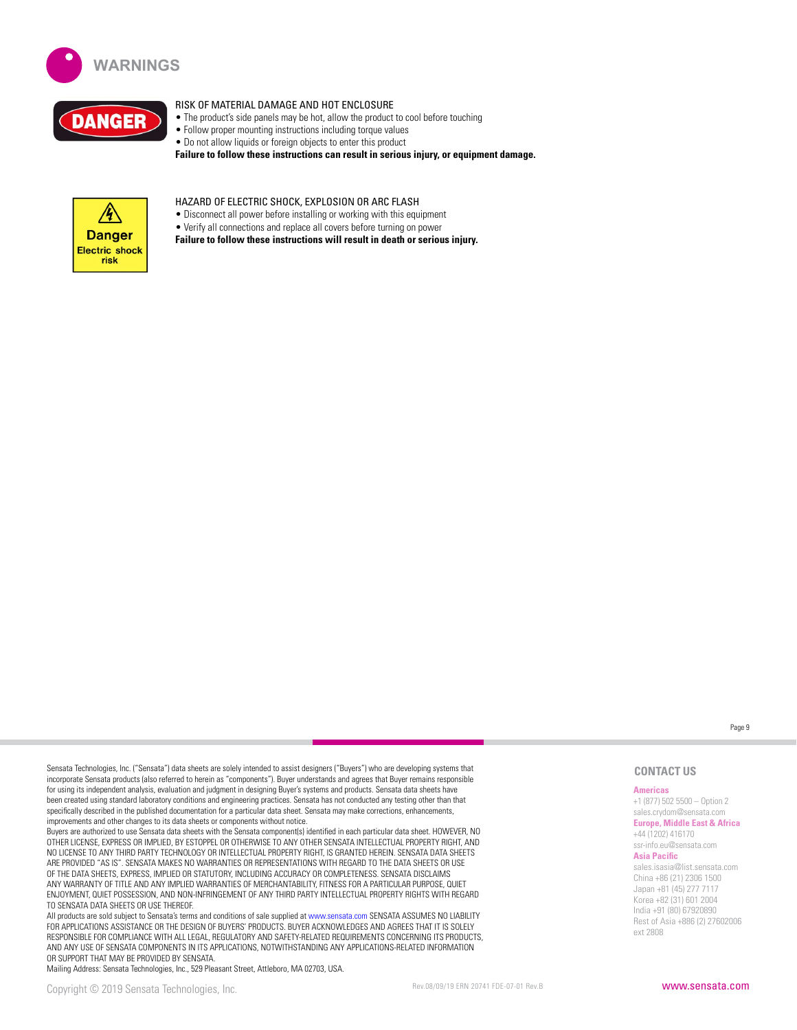## WARNINGS

DANGER

RISK OF MATERIAL DAMAGE AND HOT ENCLOSURE
- The product's side panels may be hot, allow the product to cool before touching
- Follow proper mounting instructions including torque values
- Do not allow liquids or foreign objects to enter this product

**Failure to follow these instructions can result in serious injury, or equipment damage.**

Danger
Electric shock risk

HAZARD OF ELECTRIC SHOCK, EXPLOSION OR ARC FLASH
- Disconnect all power before installing or working with this equipment
- Verify all connections and replace all covers before turning on power

**Failure to follow these instructions will result in death or serious injury.**

Sensata Technologies, Inc. ("Sensata") data sheets are solely intended to assist designers ("Buyers") who are developing systems that incorporate Sensata products (also referred to herein as "components"). Buyer understands and agrees that Buyer remains responsible for using its independent analysis, evaluation and judgment in designing Buyer's systems and products. Sensata data sheets have been created using standard laboratory conditions and engineering practices. Sensata has not conducted any testing other than that specifically described in the published documentation for a particular data sheet. Sensata may make corrections, enhancements, improvements and other changes to its data sheets or components without notice.

Buyers are authorized to use Sensata data sheets with the Sensata component(s) identified in each particular data sheet. HOWEVER, NO OTHER LICENSE, EXPRESS OR IMPLIED, BY ESTOPPEL OR OTHERWISE TO ANY OTHER SENSATA INTELLECTUAL PROPERTY RIGHT, AND NO LICENSE TO ANY THIRD PARTY TECHNOLOGY OR INTELLECTUAL PROPERTY RIGHT, IS GRANTED HEREIN. SENSATA DATA SHEETS ARE PROVIDED "AS IS". SENSATA MAKES NO WARRANTIES OR REPRESENTATIONS WITH REGARD TO THE DATA SHEETS OR USE OF THE DATA SHEETS, EXPRESS, IMPLIED OR STATUTORY, INCLUDING ACCURACY OR COMPLETENESS. SENSATA DISCLAIMS ANY WARRANTY OF TITLE AND ANY IMPLIED WARRANTIES OF MERCHANTABILITY, FITNESS FOR A PARTICULAR PURPOSE, QUIET ENJOYMENT, QUIET POSSESSION, AND NON-INFRINGEMENT OF ANY THIRD PARTY INTELLECTUAL PROPERTY RIGHTS WITH REGARD TO SENSATA DATA SHEETS OR USE THEREOF.

All products are sold subject to Sensata's terms and conditions of sale supplied at www.sensata.com SENSATA ASSUMES NO LIABILITY FOR APPLICATIONS ASSISTANCE OR THE DESIGN OF BUYERS' PRODUCTS. BUYER ACKNOWLEDGES AND AGREES THAT IT IS SOLELY RESPONSIBLE FOR COMPLIANCE WITH ALL LEGAL, REGULATORY AND SAFETY-RELATED REQUIREMENTS CONCERNING ITS PRODUCTS, AND ANY USE OF SENSATA COMPONENTS IN ITS APPLICATIONS, NOTWITHSTANDING ANY APPLICATIONS-RELATED INFORMATION OR SUPPORT THAT MAY BE PROVIDED BY SENSATA.

Mailing Address: Sensata Technologies, Inc., 529 Pleasant Street, Attleboro, MA 02703, USA.

### CONTACT US

**Americas**
+1 (877) 502 5500 – Option 2
sales.crydom@sensata.com

**Europe, Middle East & Africa**
+44 (1202) 416170
ssr-info.eu@sensata.com

**Asia Pacific**
sales.isasia@list.sensata.com
China +86 (21) 2306 1500
Japan +81 (45) 277 7117
Korea +82 (31) 601 2004
India +91 (80) 67920890
Rest of Asia +886 (2) 27602006 ext 2808

Copyright © 2019 Sensata Technologies, Inc.

Rev.08/09/19 ERN 20741 FDE-07-01 Rev.B

www.sensata.com